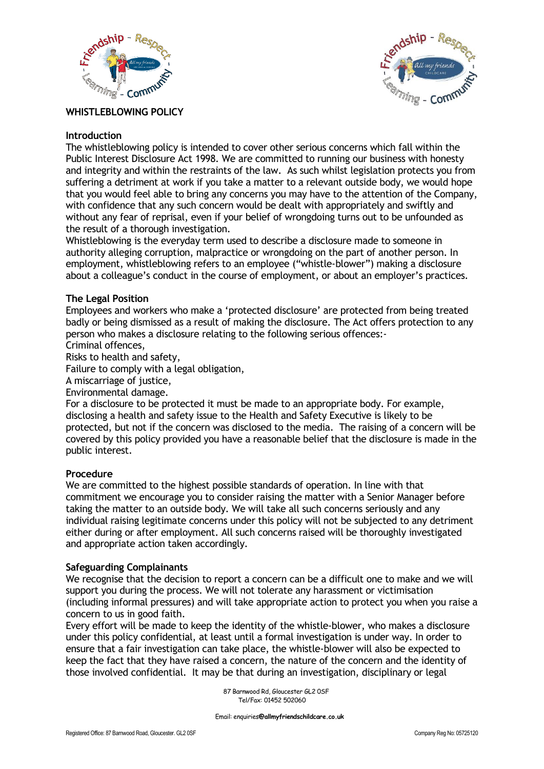# WHISTLEBLOWING POLICY

## Introduction

The whistleblowing policy is intended to cover other serious concerns which fall within the Public Interest Disclosure Act 1998. We are committed to running our business with honesty and integrity and within the restraints of the law. As such whilst legislation protects you from suffering a detriment at work if you take a matter to a relevant outside body, we would hope that you would feel able to bring any concerns you may have to the attention of the Company, with confidence that any such concern would be dealt with appropriately and swiftly and without any fear of reprisal, even if your belief of wrongdoing turns out to be unfounded as the result of a thorough investigation.

Whistleblowing is the everyday term used to describe a disclosure made to someone in authority alleging corruption, malpractice or wrongdoing on the part of another person. In employment, whistleblowing refers to an employee ("whistle-blower") making a disclosure about a colleague's conduct in the course of employment, or about an employer's practices.

## The Legal Position

Employees and workers who make a 'protected disclosure' are protected from being treated badly or being dismissed as a result of making the disclosure. The Act offers protection to any person who makes a disclosure relating to the following serious offences:-

Criminal offences,
Risks to health and safety,
Failure to comply with a legal obligation,
A miscarriage of justice,
Environmental damage.

For a disclosure to be protected it must be made to an appropriate body. For example, disclosing a health and safety issue to the Health and Safety Executive is likely to be protected, but not if the concern was disclosed to the media. The raising of a concern will be covered by this policy provided you have a reasonable belief that the disclosure is made in the public interest.

## Procedure

We are committed to the highest possible standards of operation. In line with that commitment we encourage you to consider raising the matter with a Senior Manager before taking the matter to an outside body. We will take all such concerns seriously and any individual raising legitimate concerns under this policy will not be subjected to any detriment either during or after employment. All such concerns raised will be thoroughly investigated and appropriate action taken accordingly.

## Safeguarding Complainants

We recognise that the decision to report a concern can be a difficult one to make and we will support you during the process. We will not tolerate any harassment or victimisation (including informal pressures) and will take appropriate action to protect you when you raise a concern to us in good faith.

Every effort will be made to keep the identity of the whistle-blower, who makes a disclosure under this policy confidential, at least until a formal investigation is under way. In order to ensure that a fair investigation can take place, the whistle-blower will also be expected to keep the fact that they have raised a concern, the nature of the concern and the identity of those involved confidential. It may be that during an investigation, disciplinary or legal

87 Barnwood Rd, Gloucester GL2 0SF
Tel/Fax: 01452 502060

Email: enquiries@allmyfriendschildcare.co.uk

Registered Office: 87 Barnwood Road, Gloucester. GL2 0SF

Company Reg No: 05725120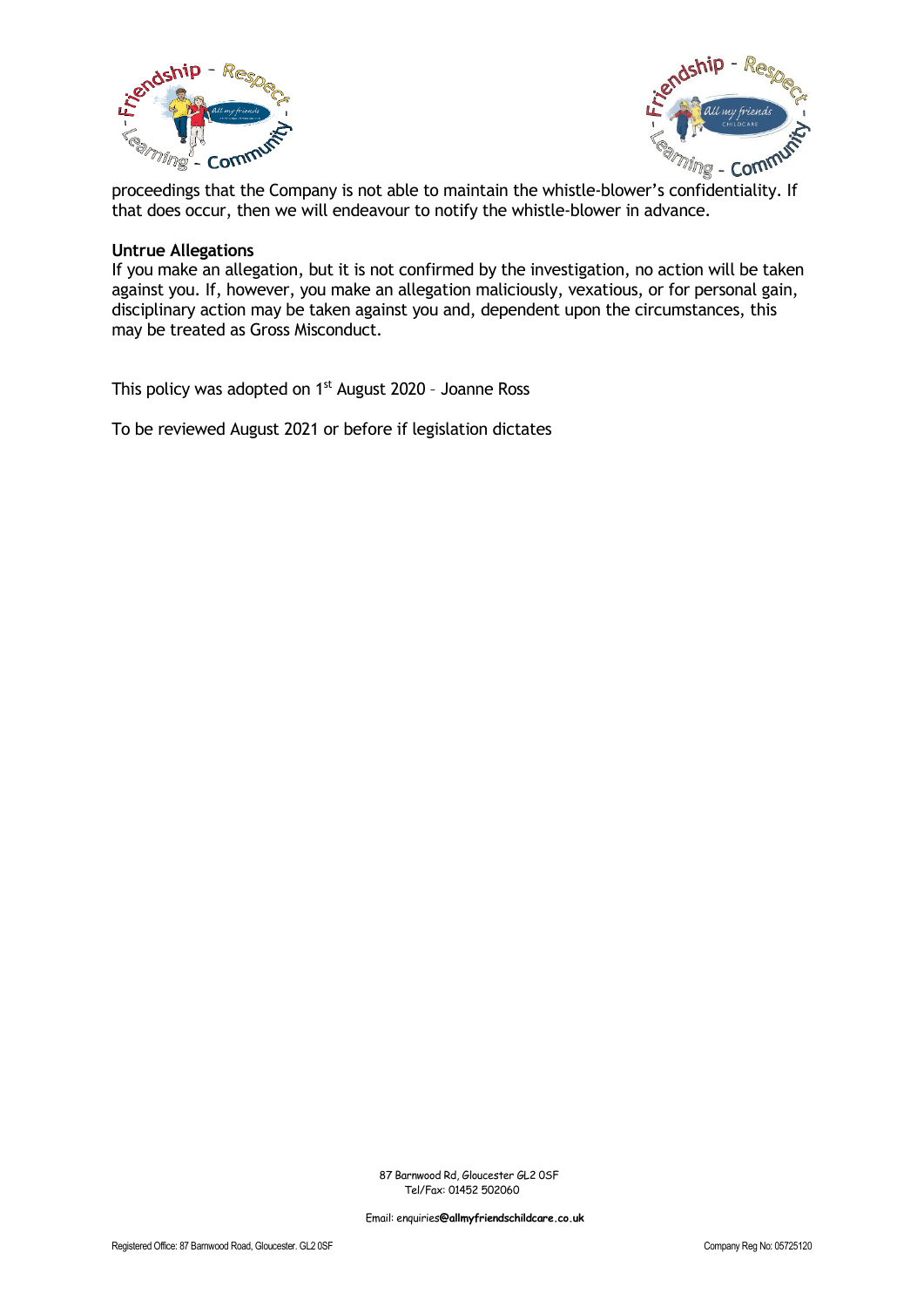proceedings that the Company is not able to maintain the whistle-blower's confidentiality. If that does occur, then we will endeavour to notify the whistle-blower in advance.

**Untrue Allegations**
If you make an allegation, but it is not confirmed by the investigation, no action will be taken against you. If, however, you make an allegation maliciously, vexatious, or for personal gain, disciplinary action may be taken against you and, dependent upon the circumstances, this may be treated as Gross Misconduct.

This policy was adopted on 1st August 2020 – Joanne Ross

To be reviewed August 2021 or before if legislation dictates

87 Barnwood Rd, Gloucester GL2 0SF
Tel/Fax: 01452 502060

Email: enquiries@allmyfriendschildcare.co.uk

Registered Office: 87 Barnwood Road, Gloucester. GL2 0SF

Company Reg No: 05725120